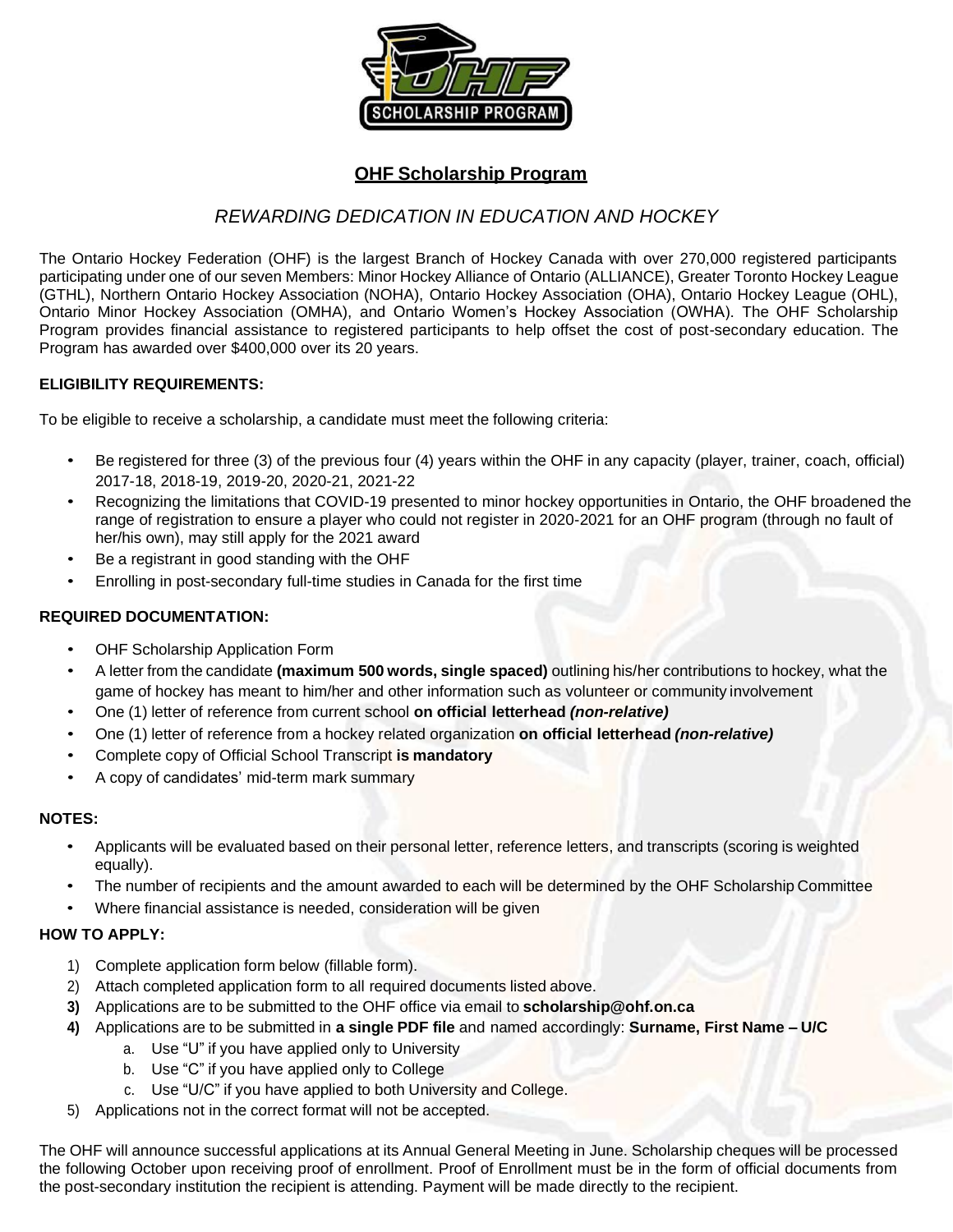# OHF Scholarship Program

## *REWARDING DEDICATION IN EDUCATION AND HOCKEY*

The Ontario Hockey Federation (OHF) is the largest Branch of Hockey Canada with over 270,000 registered participants participating under one of our seven Members: Minor Hockey Alliance of Ontario (ALLIANCE), Greater Toronto Hockey League (GTHL), Northern Ontario Hockey Association (NOHA), Ontario Hockey Association (OHA), Ontario Hockey League (OHL), Ontario Minor Hockey Association (OMHA), and Ontario Women's Hockey Association (OWHA). The OHF Scholarship Program provides financial assistance to registered participants to help offset the cost of post-secondary education. The Program has awarded over $400,000 over its 20 years.

### ELIGIBILITY REQUIREMENTS:

To be eligible to receive a scholarship, a candidate must meet the following criteria:

- Be registered for three (3) of the previous four (4) years within the OHF in any capacity (player, trainer, coach, official) 2017-18, 2018-19, 2019-20, 2020-21, 2021-22
- Recognizing the limitations that COVID-19 presented to minor hockey opportunities in Ontario, the OHF broadened the range of registration to ensure a player who could not register in 2020-2021 for an OHF program (through no fault of her/his own), may still apply for the 2021 award
- Be a registrant in good standing with the OHF
- Enrolling in post-secondary full-time studies in Canada for the first time

### REQUIRED DOCUMENTATION:

- OHF Scholarship Application Form
- A letter from the candidate **(maximum 500 words, single spaced)** outlining his/her contributions to hockey, what the game of hockey has meant to him/her and other information such as volunteer or community involvement
- One (1) letter of reference from current school **on official letterhead** ***(non-relative)***
- One (1) letter of reference from a hockey related organization **on official letterhead** ***(non-relative)***
- Complete copy of Official School Transcript **is mandatory**
- A copy of candidates' mid-term mark summary

### NOTES:

- Applicants will be evaluated based on their personal letter, reference letters, and transcripts (scoring is weighted equally).
- The number of recipients and the amount awarded to each will be determined by the OHF Scholarship Committee
- Where financial assistance is needed, consideration will be given

### HOW TO APPLY:

1) Complete application form below (fillable form).
2) Attach completed application form to all required documents listed above.
3) Applications are to be submitted to the OHF office via email to **scholarship@ohf.on.ca**
4) Applications are to be submitted in **a single PDF file** and named accordingly: **Surname, First Name – U/C**
   a. Use "U" if you have applied only to University
   b. Use "C" if you have applied only to College
   c. Use "U/C" if you have applied to both University and College.
5) Applications not in the correct format will not be accepted.

The OHF will announce successful applications at its Annual General Meeting in June. Scholarship cheques will be processed the following October upon receiving proof of enrollment. Proof of Enrollment must be in the form of official documents from the post-secondary institution the recipient is attending. Payment will be made directly to the recipient.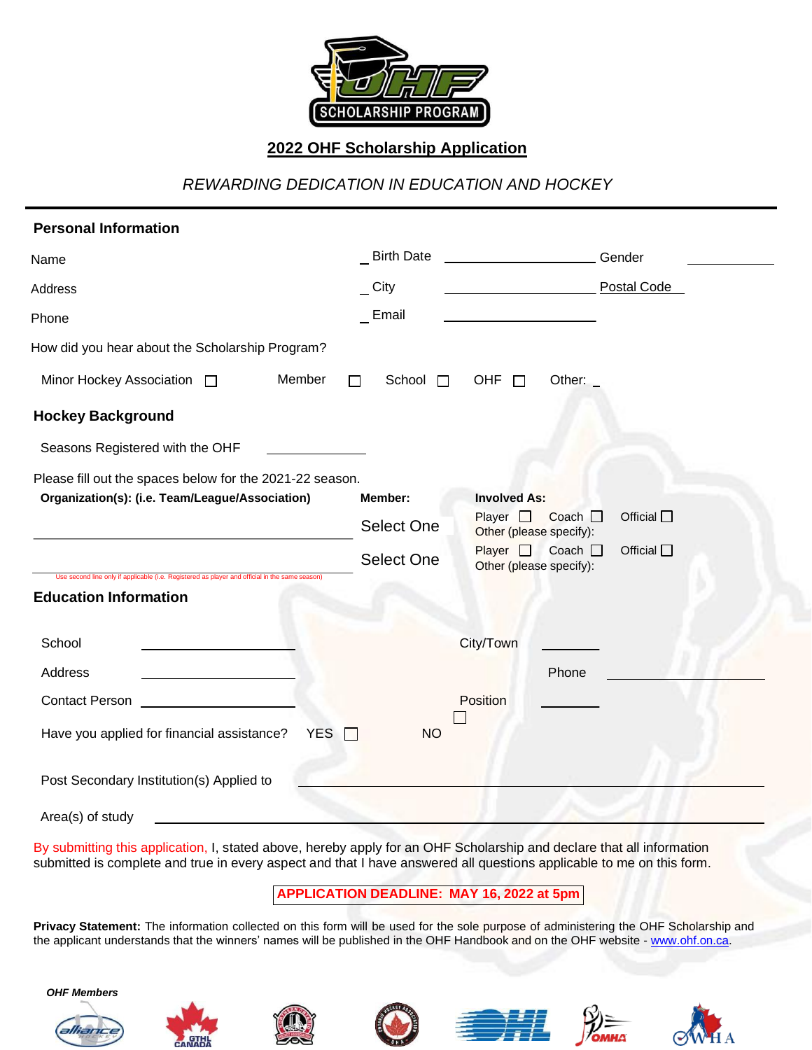SCHOLARSHIP PROGRAM

**2022 OHF Scholarship Application**

*REWARDING DEDICATION IN EDUCATION AND HOCKEY*

## Personal Information

Name _ Birth Date ______________ Gender ________

Address _ City ______________ Postal Code

Phone _ Email ______________

How did you hear about the Scholarship Program?

Minor Hockey Association ☐ Member ☐ School ☐ OHF ☐ Other: _

## Hockey Background

Seasons Registered with the OHF ____________

Please fill out the spaces below for the 2021-22 season.

**Organization(s): (i.e. Team/League/Association)** **Member:** **Involved As:**

______________________________ Select One Player ☐ Coach ☐ Official ☐ Other (please specify):

______________________________ Select One Player ☐ Coach ☐ Official ☐ Other (please specify):

Use second line only if applicable (i.e. Registered as player and official in the same season)

## Education Information

School ______________ City/Town ________

Address ______________ Phone ______________

Contact Person ______________ Position ________

Have you applied for financial assistance? YES ☐ NO ☐

Post Secondary Institution(s) Applied to ______________________________

Area(s) of study ______________________________

By submitting this application, I, stated above, hereby apply for an OHF Scholarship and declare that all information submitted is complete and true in every aspect and that I have answered all questions applicable to me on this form.

**APPLICATION DEADLINE: MAY 16, 2022 at 5pm**

**Privacy Statement:** The information collected on this form will be used for the sole purpose of administering the OHF Scholarship and the applicant understands that the winners' names will be published in the OHF Handbook and on the OHF website - www.ohf.on.ca.

*OHF Members*